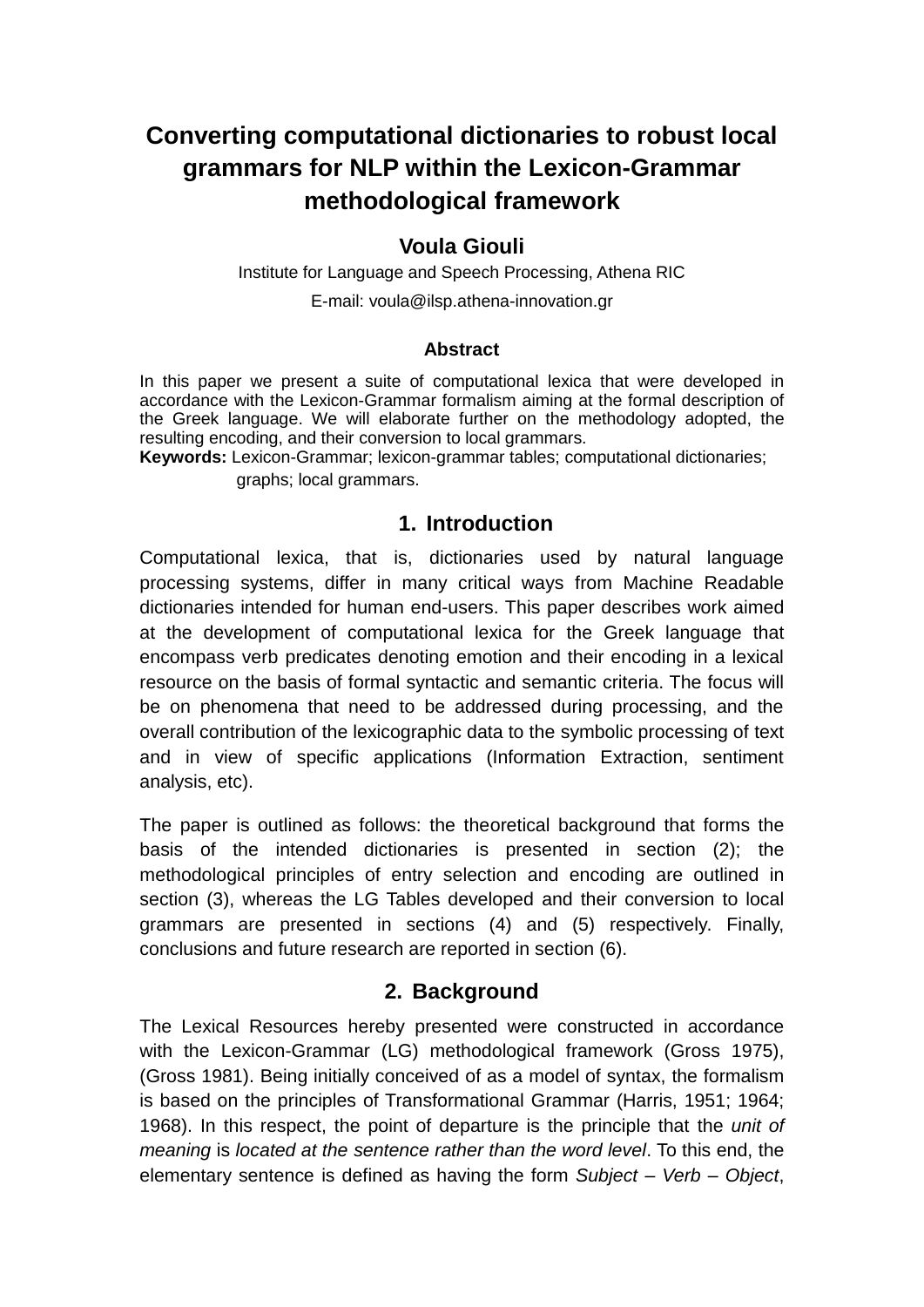# Converting computational dictionaries to robust local grammars for NLP within the Lexicon-Grammar methodological framework

**Voula Giouli**

Institute for Language and Speech Processing, Athena RIC

E-mail: voula@ilsp.athena-innovation.gr

**Abstract**

In this paper we present a suite of computational lexica that were developed in accordance with the Lexicon-Grammar formalism aiming at the formal description of the Greek language. We will elaborate further on the methodology adopted, the resulting encoding, and their conversion to local grammars.

**Keywords:** Lexicon-Grammar; lexicon-grammar tables; computational dictionaries; graphs; local grammars.

## 1. Introduction

Computational lexica, that is, dictionaries used by natural language processing systems, differ in many critical ways from Machine Readable dictionaries intended for human end-users. This paper describes work aimed at the development of computational lexica for the Greek language that encompass verb predicates denoting emotion and their encoding in a lexical resource on the basis of formal syntactic and semantic criteria. The focus will be on phenomena that need to be addressed during processing, and the overall contribution of the lexicographic data to the symbolic processing of text and in view of specific applications (Information Extraction, sentiment analysis, etc).

The paper is outlined as follows: the theoretical background that forms the basis of the intended dictionaries is presented in section (2); the methodological principles of entry selection and encoding are outlined in section (3), whereas the LG Tables developed and their conversion to local grammars are presented in sections (4) and (5) respectively. Finally, conclusions and future research are reported in section (6).

## 2. Background

The Lexical Resources hereby presented were constructed in accordance with the Lexicon-Grammar (LG) methodological framework (Gross 1975), (Gross 1981). Being initially conceived of as a model of syntax, the formalism is based on the principles of Transformational Grammar (Harris, 1951; 1964; 1968). In this respect, the point of departure is the principle that the *unit of meaning* is *located at the sentence rather than the word level*. To this end, the elementary sentence is defined as having the form *Subject – Verb – Object*,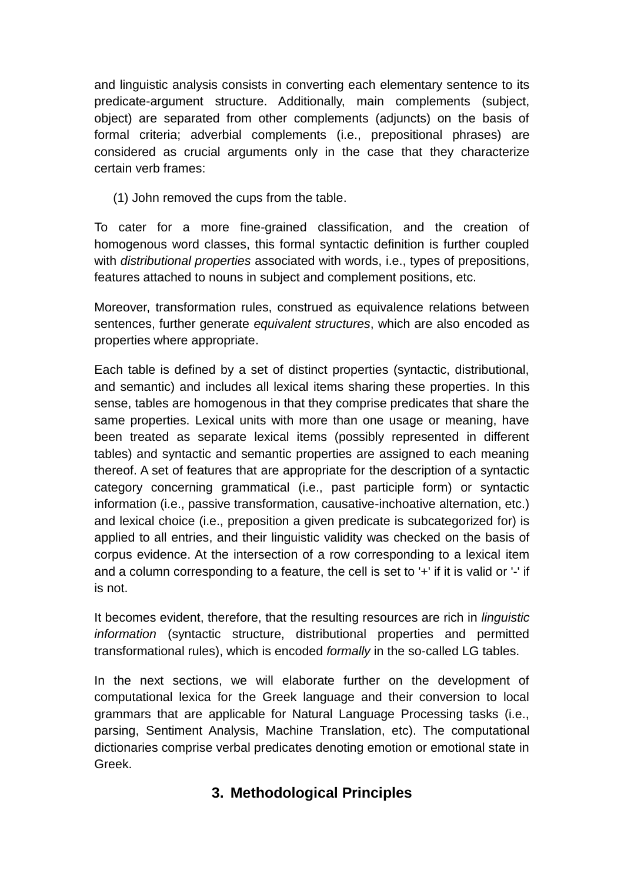and linguistic analysis consists in converting each elementary sentence to its predicate-argument structure. Additionally, main complements (subject, object) are separated from other complements (adjuncts) on the basis of formal criteria; adverbial complements (i.e., prepositional phrases) are considered as crucial arguments only in the case that they characterize certain verb frames:

(1) John removed the cups from the table.

To cater for a more fine-grained classification, and the creation of homogenous word classes, this formal syntactic definition is further coupled with *distributional properties* associated with words, i.e., types of prepositions, features attached to nouns in subject and complement positions, etc.

Moreover, transformation rules, construed as equivalence relations between sentences, further generate *equivalent structures*, which are also encoded as properties where appropriate.

Each table is defined by a set of distinct properties (syntactic, distributional, and semantic) and includes all lexical items sharing these properties. In this sense, tables are homogenous in that they comprise predicates that share the same properties. Lexical units with more than one usage or meaning, have been treated as separate lexical items (possibly represented in different tables) and syntactic and semantic properties are assigned to each meaning thereof. A set of features that are appropriate for the description of a syntactic category concerning grammatical (i.e., past participle form) or syntactic information (i.e., passive transformation, causative-inchoative alternation, etc.) and lexical choice (i.e., preposition a given predicate is subcategorized for) is applied to all entries, and their linguistic validity was checked on the basis of corpus evidence. At the intersection of a row corresponding to a lexical item and a column corresponding to a feature, the cell is set to '+' if it is valid or '-' if is not.

It becomes evident, therefore, that the resulting resources are rich in *linguistic information* (syntactic structure, distributional properties and permitted transformational rules), which is encoded *formally* in the so-called LG tables.

In the next sections, we will elaborate further on the development of computational lexica for the Greek language and their conversion to local grammars that are applicable for Natural Language Processing tasks (i.e., parsing, Sentiment Analysis, Machine Translation, etc). The computational dictionaries comprise verbal predicates denoting emotion or emotional state in Greek.

## 3. Methodological Principles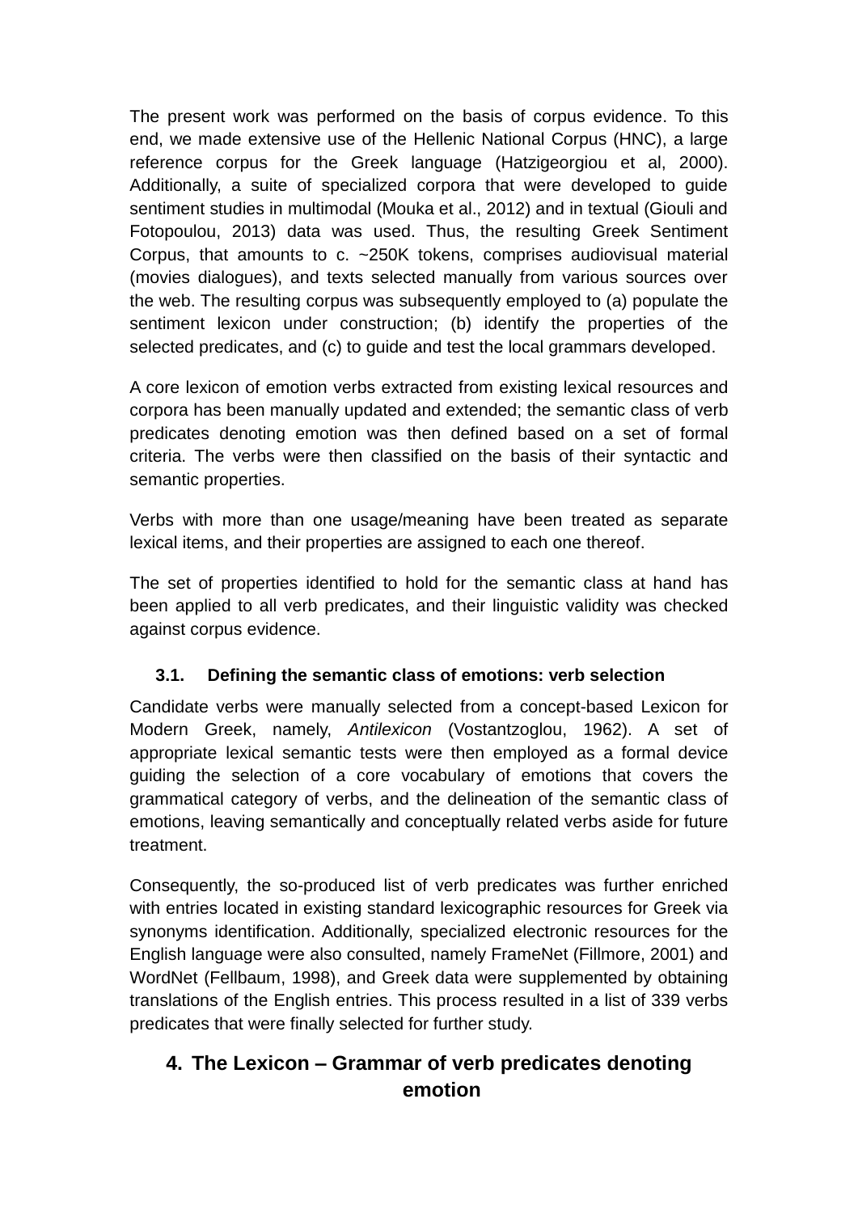The present work was performed on the basis of corpus evidence. To this end, we made extensive use of the Hellenic National Corpus (HNC), a large reference corpus for the Greek language (Hatzigeorgiou et al, 2000). Additionally, a suite of specialized corpora that were developed to guide sentiment studies in multimodal (Mouka et al., 2012) and in textual (Giouli and Fotopoulou, 2013) data was used. Thus, the resulting Greek Sentiment Corpus, that amounts to c. ~250K tokens, comprises audiovisual material (movies dialogues), and texts selected manually from various sources over the web. The resulting corpus was subsequently employed to (a) populate the sentiment lexicon under construction; (b) identify the properties of the selected predicates, and (c) to guide and test the local grammars developed.

A core lexicon of emotion verbs extracted from existing lexical resources and corpora has been manually updated and extended; the semantic class of verb predicates denoting emotion was then defined based on a set of formal criteria. The verbs were then classified on the basis of their syntactic and semantic properties.

Verbs with more than one usage/meaning have been treated as separate lexical items, and their properties are assigned to each one thereof.

The set of properties identified to hold for the semantic class at hand has been applied to all verb predicates, and their linguistic validity was checked against corpus evidence.

### 3.1. Defining the semantic class of emotions: verb selection

Candidate verbs were manually selected from a concept-based Lexicon for Modern Greek, namely, *Antilexicon* (Vostantzoglou, 1962). A set of appropriate lexical semantic tests were then employed as a formal device guiding the selection of a core vocabulary of emotions that covers the grammatical category of verbs, and the delineation of the semantic class of emotions, leaving semantically and conceptually related verbs aside for future treatment.

Consequently, the so-produced list of verb predicates was further enriched with entries located in existing standard lexicographic resources for Greek via synonyms identification. Additionally, specialized electronic resources for the English language were also consulted, namely FrameNet (Fillmore, 2001) and WordNet (Fellbaum, 1998), and Greek data were supplemented by obtaining translations of the English entries. This process resulted in a list of 339 verbs predicates that were finally selected for further study.

## 4. The Lexicon – Grammar of verb predicates denoting emotion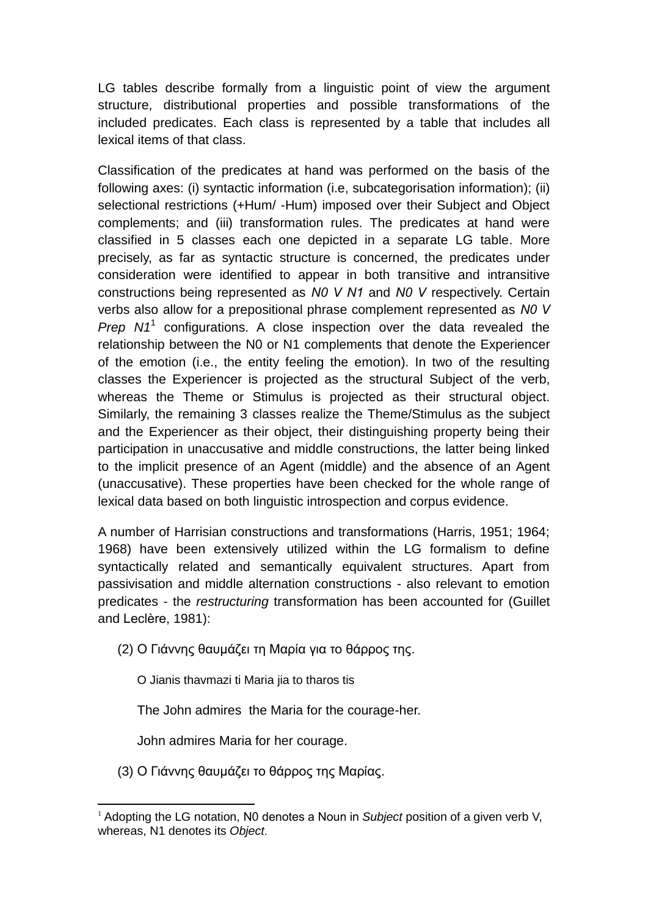LG tables describe formally from a linguistic point of view the argument structure, distributional properties and possible transformations of the included predicates. Each class is represented by a table that includes all lexical items of that class.

Classification of the predicates at hand was performed on the basis of the following axes: (i) syntactic information (i.e, subcategorisation information); (ii) selectional restrictions (+Hum/ -Hum) imposed over their Subject and Object complements; and (iii) transformation rules. The predicates at hand were classified in 5 classes each one depicted in a separate LG table. More precisely, as far as syntactic structure is concerned, the predicates under consideration were identified to appear in both transitive and intransitive constructions being represented as *N0 V N1* and *N0 V* respectively. Certain verbs also allow for a prepositional phrase complement represented as *N0 V Prep N1*[1] configurations. A close inspection over the data revealed the relationship between the N0 or N1 complements that denote the Experiencer of the emotion (i.e., the entity feeling the emotion). In two of the resulting classes the Experiencer is projected as the structural Subject of the verb, whereas the Theme or Stimulus is projected as their structural object. Similarly, the remaining 3 classes realize the Theme/Stimulus as the subject and the Experiencer as their object, their distinguishing property being their participation in unaccusative and middle constructions, the latter being linked to the implicit presence of an Agent (middle) and the absence of an Agent (unaccusative). These properties have been checked for the whole range of lexical data based on both linguistic introspection and corpus evidence.

A number of Harrisian constructions and transformations (Harris, 1951; 1964; 1968) have been extensively utilized within the LG formalism to define syntactically related and semantically equivalent structures. Apart from passivisation and middle alternation constructions - also relevant to emotion predicates - the *restructuring* transformation has been accounted for (Guillet and Leclère, 1981):

(2) Ο Γιάννης θαυμάζει τη Μαρία για το θάρρος της.

O Jianis thavmazi ti Maria jia to tharos tis

The John admires the Maria for the courage-her.

John admires Maria for her courage.

(3) Ο Γιάννης θαυμάζει το θάρρος της Μαρίας.

---

[1] Adopting the LG notation, N0 denotes a Noun in *Subject* position of a given verb V, whereas, N1 denotes its *Object*.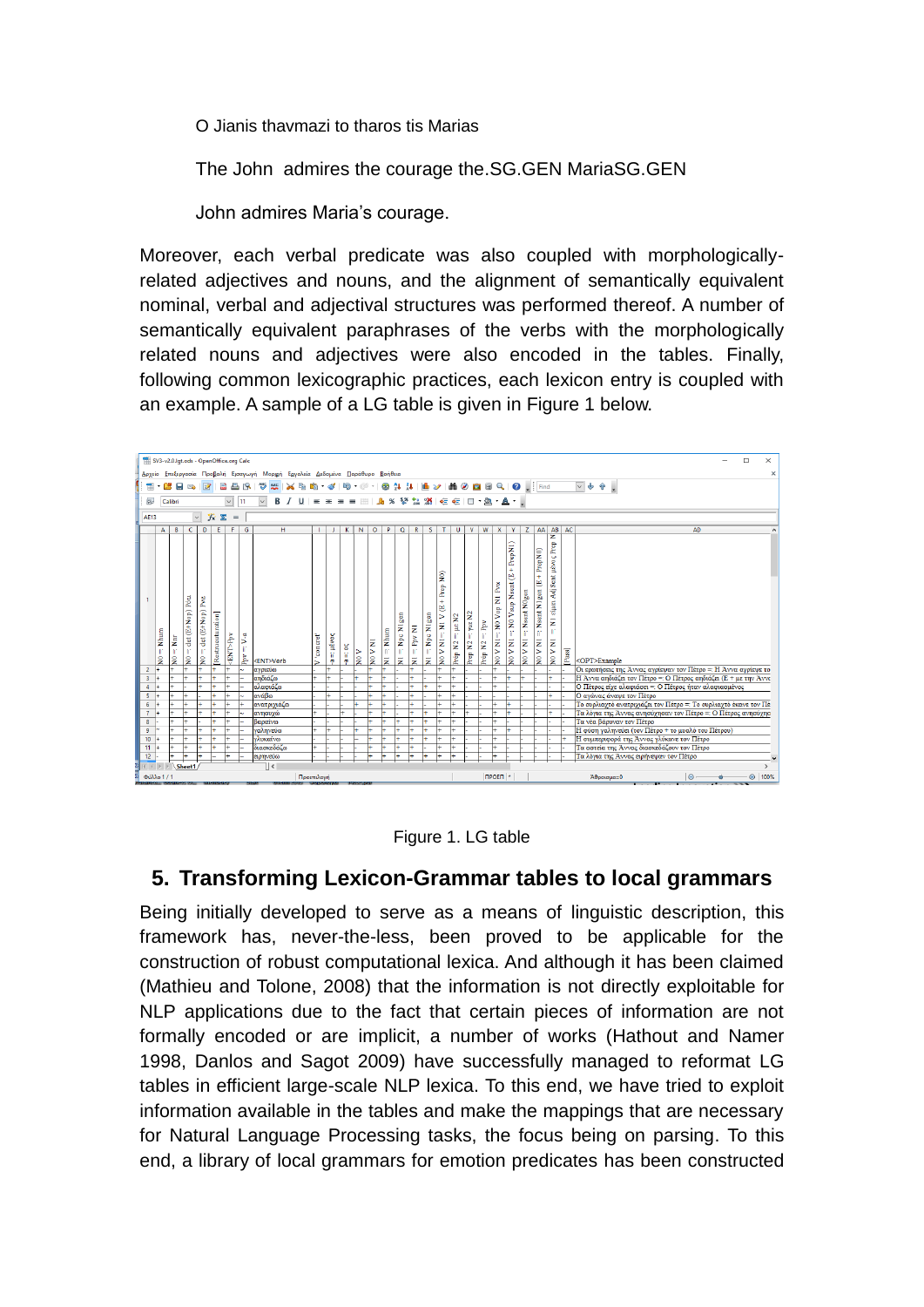O Jianis thavmazi to tharos tis Marias

The John admires the courage the.SG.GEN MariaSG.GEN

John admires Maria's courage.

Moreover, each verbal predicate was also coupled with morphologically-related adjectives and nouns, and the alignment of semantically equivalent nominal, verbal and adjectival structures was performed thereof. A number of semantically equivalent paraphrases of the verbs with the morphologically related nouns and adjectives were also encoded in the tables. Finally, following common lexicographic practices, each lexicon entry is coupled with an example. A sample of a LG table is given in Figure 1 below.

Figure 1. LG table

## 5. Transforming Lexicon-Grammar tables to local grammars

Being initially developed to serve as a means of linguistic description, this framework has, never-the-less, been proved to be applicable for the construction of robust computational lexica. And although it has been claimed (Mathieu and Tolone, 2008) that the information is not directly exploitable for NLP applications due to the fact that certain pieces of information are not formally encoded or are implicit, a number of works (Hathout and Namer 1998, Danlos and Sagot 2009) have successfully managed to reformat LG tables in efficient large-scale NLP lexica. To this end, we have tried to exploit information available in the tables and make the mappings that are necessary for Natural Language Processing tasks, the focus being on parsing. To this end, a library of local grammars for emotion predicates has been constructed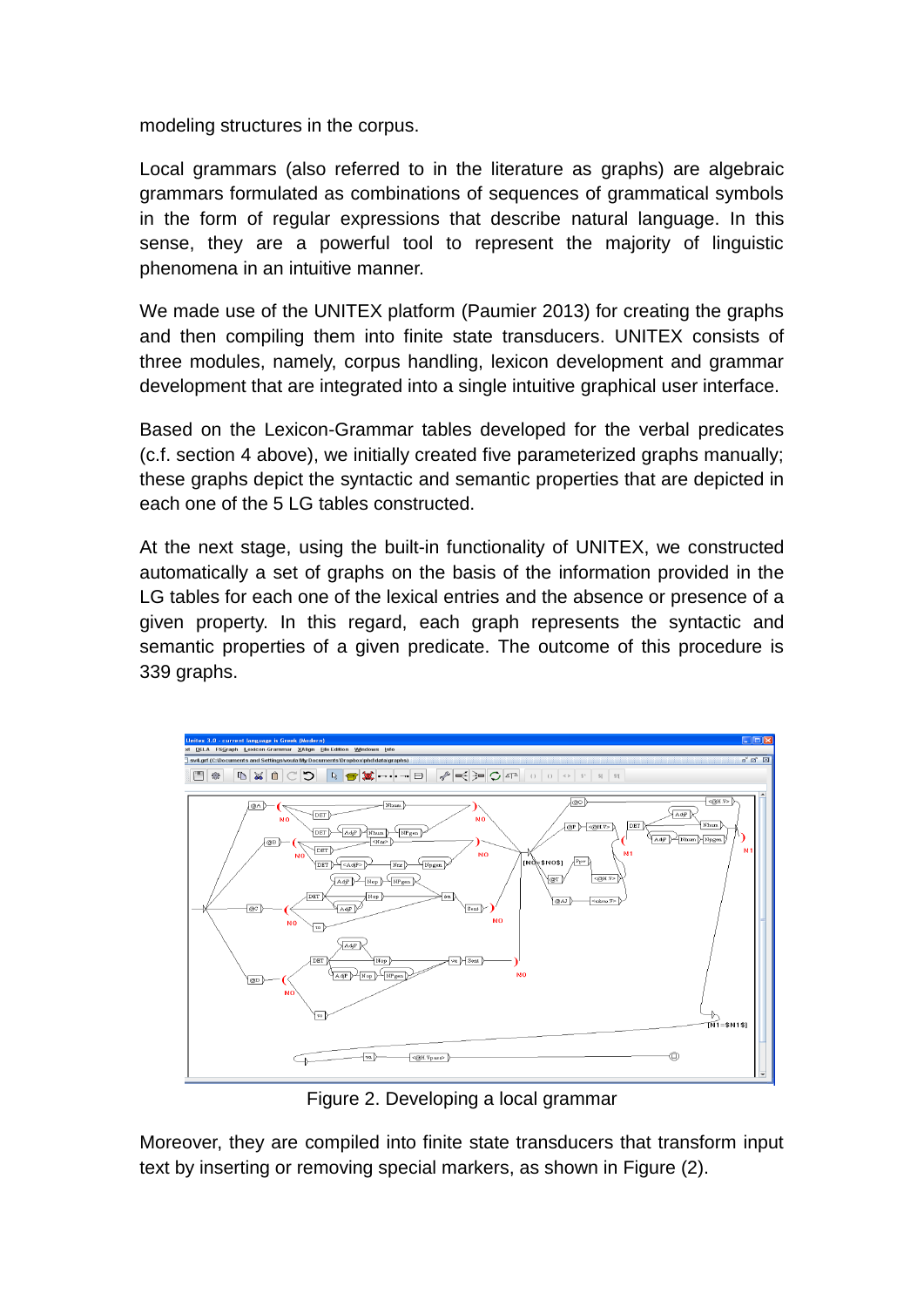modeling structures in the corpus.

Local grammars (also referred to in the literature as graphs) are algebraic grammars formulated as combinations of sequences of grammatical symbols in the form of regular expressions that describe natural language. In this sense, they are a powerful tool to represent the majority of linguistic phenomena in an intuitive manner.

We made use of the UNITEX platform (Paumier 2013) for creating the graphs and then compiling them into finite state transducers. UNITEX consists of three modules, namely, corpus handling, lexicon development and grammar development that are integrated into a single intuitive graphical user interface.

Based on the Lexicon-Grammar tables developed for the verbal predicates (c.f. section 4 above), we initially created five parameterized graphs manually; these graphs depict the syntactic and semantic properties that are depicted in each one of the 5 LG tables constructed.

At the next stage, using the built-in functionality of UNITEX, we constructed automatically a set of graphs on the basis of the information provided in the LG tables for each one of the lexical entries and the absence or presence of a given property. In this regard, each graph represents the syntactic and semantic properties of a given predicate. The outcome of this procedure is 339 graphs.

Figure 2. Developing a local grammar

Moreover, they are compiled into finite state transducers that transform input text by inserting or removing special markers, as shown in Figure (2).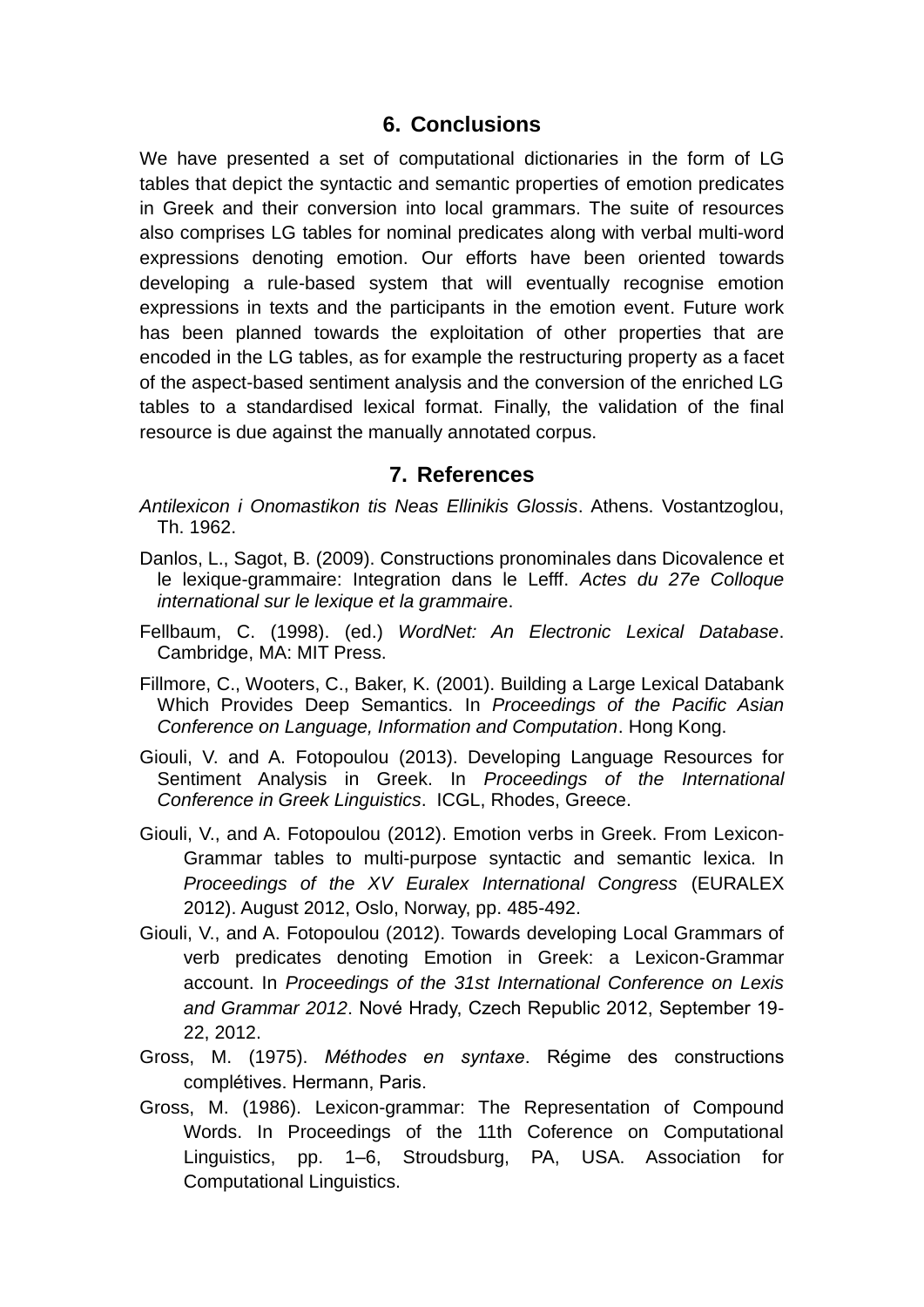## 6. Conclusions

We have presented a set of computational dictionaries in the form of LG tables that depict the syntactic and semantic properties of emotion predicates in Greek and their conversion into local grammars. The suite of resources also comprises LG tables for nominal predicates along with verbal multi-word expressions denoting emotion. Our efforts have been oriented towards developing a rule-based system that will eventually recognise emotion expressions in texts and the participants in the emotion event. Future work has been planned towards the exploitation of other properties that are encoded in the LG tables, as for example the restructuring property as a facet of the aspect-based sentiment analysis and the conversion of the enriched LG tables to a standardised lexical format. Finally, the validation of the final resource is due against the manually annotated corpus.

## 7. References

*Antilexicon i Onomastikon tis Neas Ellinikis Glossis*. Athens. Vostantzoglou, Th. 1962.

Danlos, L., Sagot, B. (2009). Constructions pronominales dans Dicovalence et le lexique-grammaire: Integration dans le Lefff. *Actes du 27e Colloque international sur le lexique et la grammaire*.

Fellbaum, C. (1998). (ed.) *WordNet: An Electronic Lexical Database*. Cambridge, MA: MIT Press.

Fillmore, C., Wooters, C., Baker, K. (2001). Building a Large Lexical Databank Which Provides Deep Semantics. In *Proceedings of the Pacific Asian Conference on Language, Information and Computation*. Hong Kong.

Giouli, V. and A. Fotopoulou (2013). Developing Language Resources for Sentiment Analysis in Greek. In *Proceedings of the International Conference in Greek Linguistics*. ICGL, Rhodes, Greece.

Giouli, V., and A. Fotopoulou (2012). Emotion verbs in Greek. From Lexicon-Grammar tables to multi-purpose syntactic and semantic lexica. In *Proceedings of the XV Euralex International Congress* (EURALEX 2012). August 2012, Oslo, Norway, pp. 485-492.

Giouli, V., and A. Fotopoulou (2012). Towards developing Local Grammars of verb predicates denoting Emotion in Greek: a Lexicon-Grammar account. In *Proceedings of the 31st International Conference on Lexis and Grammar 2012*. Nové Hrady, Czech Republic 2012, September 19-22, 2012.

Gross, M. (1975). *Méthodes en syntaxe*. Régime des constructions complétives. Hermann, Paris.

Gross, M. (1986). Lexicon-grammar: The Representation of Compound Words. In Proceedings of the 11th Coference on Computational Linguistics, pp. 1–6, Stroudsburg, PA, USA. Association for Computational Linguistics.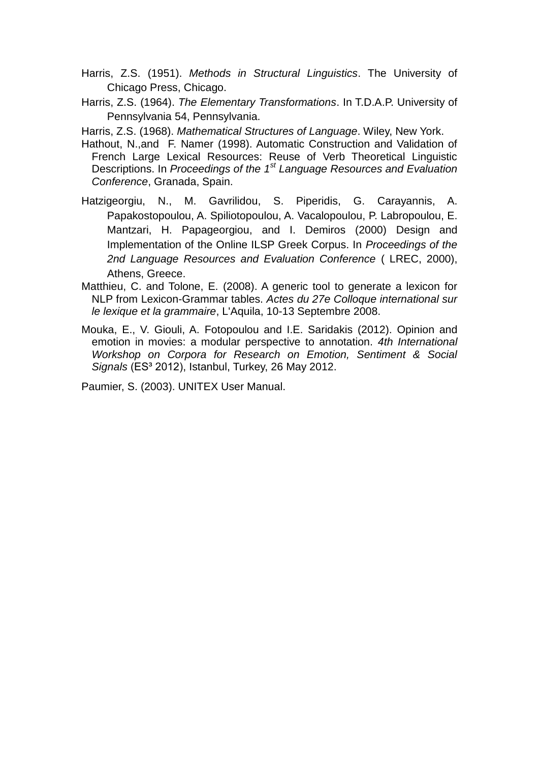Harris, Z.S. (1951). *Methods in Structural Linguistics*. The University of Chicago Press, Chicago.

Harris, Z.S. (1964). *The Elementary Transformations*. In T.D.A.P. University of Pennsylvania 54, Pennsylvania.

Harris, Z.S. (1968). *Mathematical Structures of Language*. Wiley, New York.

Hathout, N.,and F. Namer (1998). Automatic Construction and Validation of French Large Lexical Resources: Reuse of Verb Theoretical Linguistic Descriptions. In *Proceedings of the 1st Language Resources and Evaluation Conference*, Granada, Spain.

Hatzigeorgiu, N., M. Gavrilidou, S. Piperidis, G. Carayannis, A. Papakostopoulou, A. Spiliotopoulou, A. Vacalopoulou, P. Labropoulou, E. Mantzari, H. Papageorgiou, and I. Demiros (2000) Design and Implementation of the Online ILSP Greek Corpus. In *Proceedings of the 2nd Language Resources and Evaluation Conference* ( LREC, 2000), Athens, Greece.

Matthieu, C. and Tolone, E. (2008). A generic tool to generate a lexicon for NLP from Lexicon-Grammar tables. *Actes du 27e Colloque international sur le lexique et la grammaire*, L'Aquila, 10-13 Septembre 2008.

Mouka, E., V. Giouli, A. Fotopoulou and I.E. Saridakis (2012). Opinion and emotion in movies: a modular perspective to annotation. *4th International Workshop on Corpora for Research on Emotion, Sentiment & Social Signals* (ES³ 2012), Istanbul, Turkey, 26 May 2012.

Paumier, S. (2003). UNITEX User Manual.